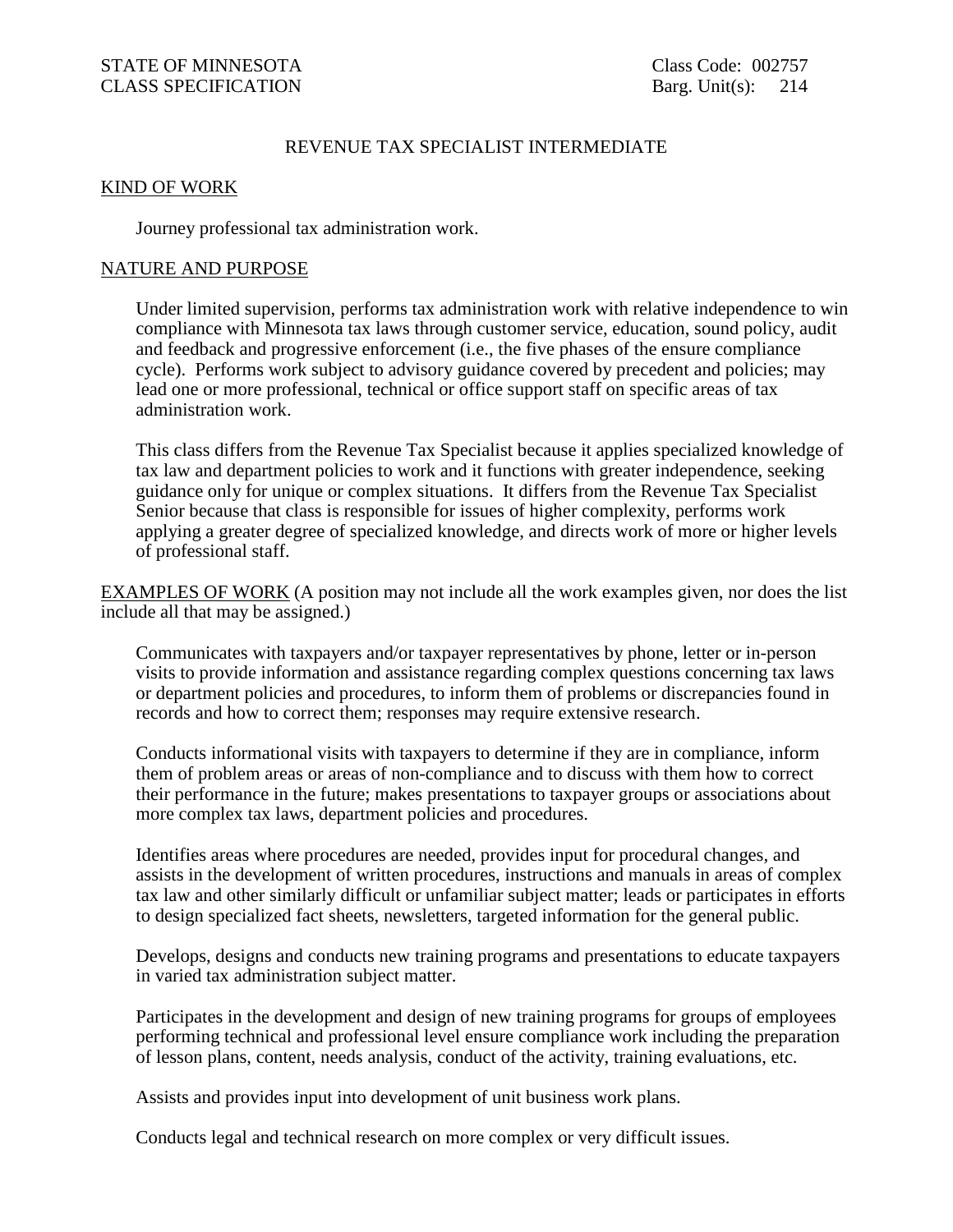STATE OF MINNESOTA
CLASS SPECIFICATION

Class Code: 002757
Barg. Unit(s): 214

# REVENUE TAX SPECIALIST INTERMEDIATE

## KIND OF WORK

Journey professional tax administration work.

## NATURE AND PURPOSE

Under limited supervision, performs tax administration work with relative independence to win compliance with Minnesota tax laws through customer service, education, sound policy, audit and feedback and progressive enforcement (i.e., the five phases of the ensure compliance cycle). Performs work subject to advisory guidance covered by precedent and policies; may lead one or more professional, technical or office support staff on specific areas of tax administration work.

This class differs from the Revenue Tax Specialist because it applies specialized knowledge of tax law and department policies to work and it functions with greater independence, seeking guidance only for unique or complex situations. It differs from the Revenue Tax Specialist Senior because that class is responsible for issues of higher complexity, performs work applying a greater degree of specialized knowledge, and directs work of more or higher levels of professional staff.

## EXAMPLES OF WORK (A position may not include all the work examples given, nor does the list include all that may be assigned.)

Communicates with taxpayers and/or taxpayer representatives by phone, letter or in-person visits to provide information and assistance regarding complex questions concerning tax laws or department policies and procedures, to inform them of problems or discrepancies found in records and how to correct them; responses may require extensive research.

Conducts informational visits with taxpayers to determine if they are in compliance, inform them of problem areas or areas of non-compliance and to discuss with them how to correct their performance in the future; makes presentations to taxpayer groups or associations about more complex tax laws, department policies and procedures.

Identifies areas where procedures are needed, provides input for procedural changes, and assists in the development of written procedures, instructions and manuals in areas of complex tax law and other similarly difficult or unfamiliar subject matter; leads or participates in efforts to design specialized fact sheets, newsletters, targeted information for the general public.

Develops, designs and conducts new training programs and presentations to educate taxpayers in varied tax administration subject matter.

Participates in the development and design of new training programs for groups of employees performing technical and professional level ensure compliance work including the preparation of lesson plans, content, needs analysis, conduct of the activity, training evaluations, etc.

Assists and provides input into development of unit business work plans.

Conducts legal and technical research on more complex or very difficult issues.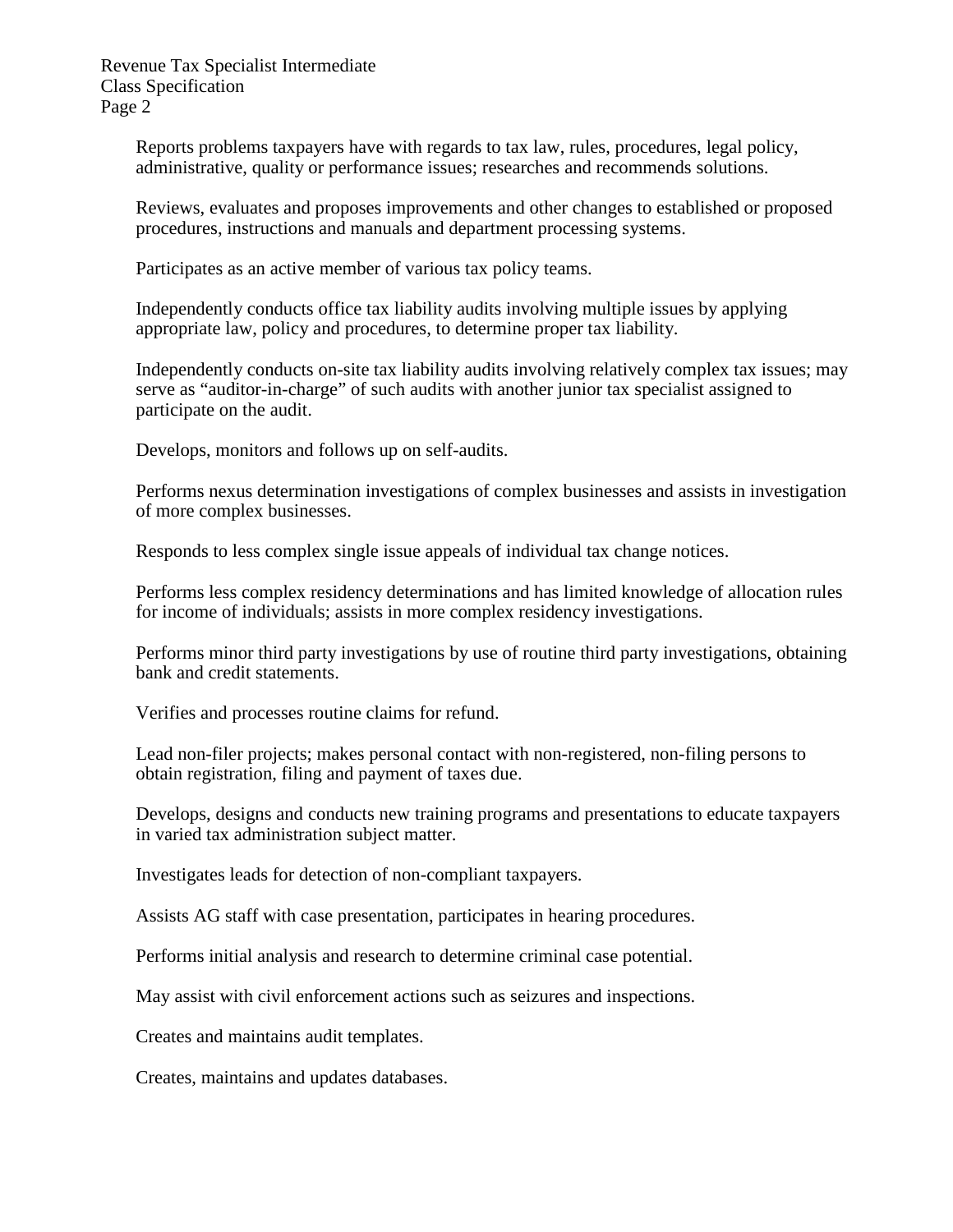Reports problems taxpayers have with regards to tax law, rules, procedures, legal policy, administrative, quality or performance issues; researches and recommends solutions.

Reviews, evaluates and proposes improvements and other changes to established or proposed procedures, instructions and manuals and department processing systems.

Participates as an active member of various tax policy teams.

Independently conducts office tax liability audits involving multiple issues by applying appropriate law, policy and procedures, to determine proper tax liability.

Independently conducts on-site tax liability audits involving relatively complex tax issues; may serve as "auditor-in-charge" of such audits with another junior tax specialist assigned to participate on the audit.

Develops, monitors and follows up on self-audits.

Performs nexus determination investigations of complex businesses and assists in investigation of more complex businesses.

Responds to less complex single issue appeals of individual tax change notices.

Performs less complex residency determinations and has limited knowledge of allocation rules for income of individuals; assists in more complex residency investigations.

Performs minor third party investigations by use of routine third party investigations, obtaining bank and credit statements.

Verifies and processes routine claims for refund.

Lead non-filer projects; makes personal contact with non-registered, non-filing persons to obtain registration, filing and payment of taxes due.

Develops, designs and conducts new training programs and presentations to educate taxpayers in varied tax administration subject matter.

Investigates leads for detection of non-compliant taxpayers.

Assists AG staff with case presentation, participates in hearing procedures.

Performs initial analysis and research to determine criminal case potential.

May assist with civil enforcement actions such as seizures and inspections.

Creates and maintains audit templates.

Creates, maintains and updates databases.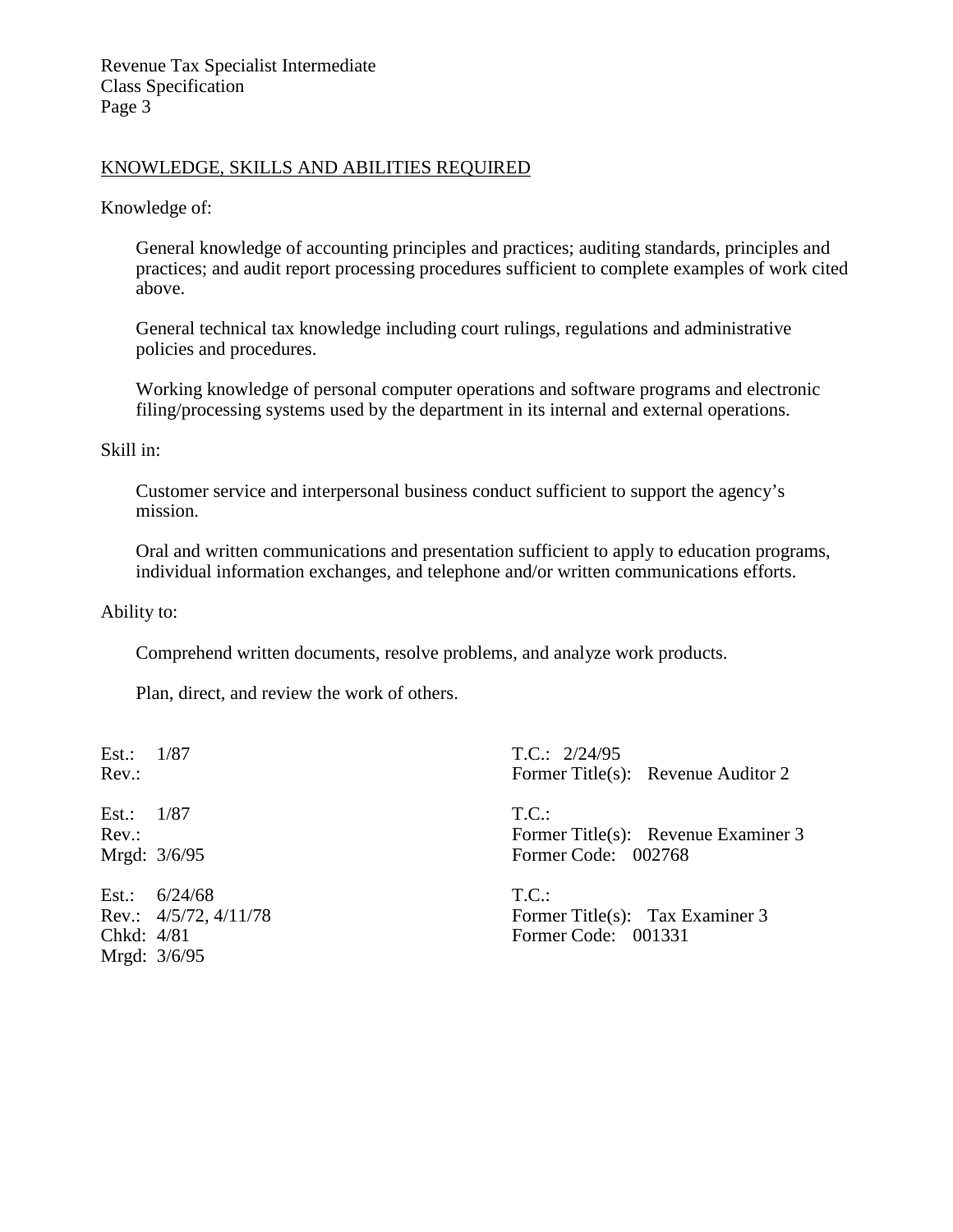## KNOWLEDGE, SKILLS AND ABILITIES REQUIRED

Knowledge of:

General knowledge of accounting principles and practices; auditing standards, principles and practices; and audit report processing procedures sufficient to complete examples of work cited above.

General technical tax knowledge including court rulings, regulations and administrative policies and procedures.

Working knowledge of personal computer operations and software programs and electronic filing/processing systems used by the department in its internal and external operations.

Skill in:

Customer service and interpersonal business conduct sufficient to support the agency's mission.

Oral and written communications and presentation sufficient to apply to education programs, individual information exchanges, and telephone and/or written communications efforts.

Ability to:

Comprehend written documents, resolve problems, and analyze work products.

Plan, direct, and review the work of others.

| | |
|---|---|
| Est.: 1/87<br>Rev.: | T.C.: 2/24/95<br>Former Title(s): Revenue Auditor 2 |
| Est.: 1/87<br>Rev.:<br>Mrgd: 3/6/95 | T.C.:<br>Former Title(s): Revenue Examiner 3<br>Former Code: 002768 |
| Est.: 6/24/68<br>Rev.: 4/5/72, 4/11/78<br>Chkd: 4/81<br>Mrgd: 3/6/95 | T.C.:<br>Former Title(s): Tax Examiner 3<br>Former Code: 001331 |